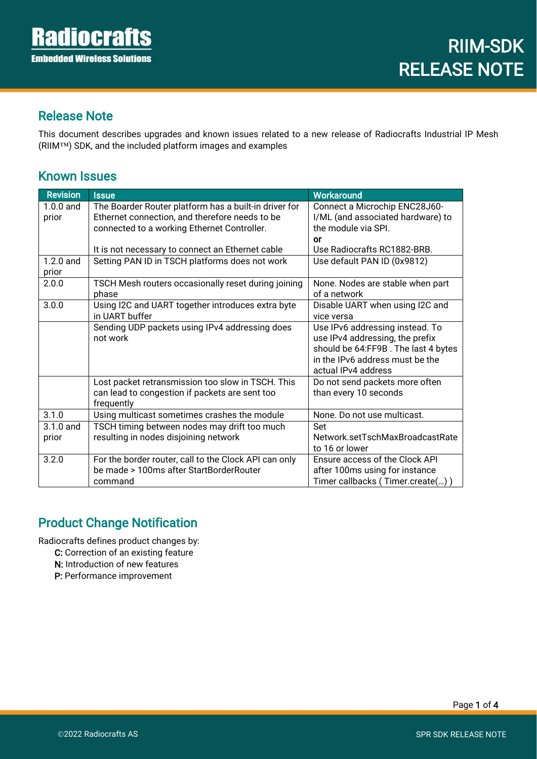## Release Note

This document describes upgrades and known issues related to a new release of Radiocrafts Industrial IP Mesh (RIIM™) SDK, and the included platform images and examples

## Known Issues

| Revision | Issue | Workaround |
| --- | --- | --- |
| 1.0.0 and prior | The Boarder Router platform has a built-in driver for Ethernet connection, and therefore needs to be connected to a working Ethernet Controller.<br><br>It is not necessary to connect an Ethernet cable | Connect a Microchip ENC28J60-I/ML (and associated hardware) to the module via SPI.<br>**or**<br>Use Radiocrafts RC1882-BRB. |
| 1.2.0 and prior | Setting PAN ID in TSCH platforms does not work | Use default PAN ID (0x9812) |
| 2.0.0 | TSCH Mesh routers occasionally reset during joining phase | None. Nodes are stable when part of a network |
| 3.0.0 | Using I2C and UART together introduces extra byte in UART buffer | Disable UART when using I2C and vice versa |
| | Sending UDP packets using IPv4 addressing does not work | Use IPv6 addressing instead. To use IPv4 addressing, the prefix should be 64:FF9B . The last 4 bytes in the IPv6 address must be the actual IPv4 address |
| | Lost packet retransmission too slow in TSCH. This can lead to congestion if packets are sent too frequently | Do not send packets more often than every 10 seconds |
| 3.1.0 | Using multicast sometimes crashes the module | None. Do not use multicast. |
| 3.1.0 and prior | TSCH timing between nodes may drift too much resulting in nodes disjoining network | Set Network.setTschMaxBroadcastRate to 16 or lower |
| 3.2.0 | For the border router, call to the Clock API can only be made > 100ms after StartBorderRouter command | Ensure access of the Clock API after 100ms using for instance Timer callbacks ( Timer.create(…) ) |

## Product Change Notification

Radiocrafts defines product changes by:

- **C:** Correction of an existing feature
- **N:** Introduction of new features
- **P:** Performance improvement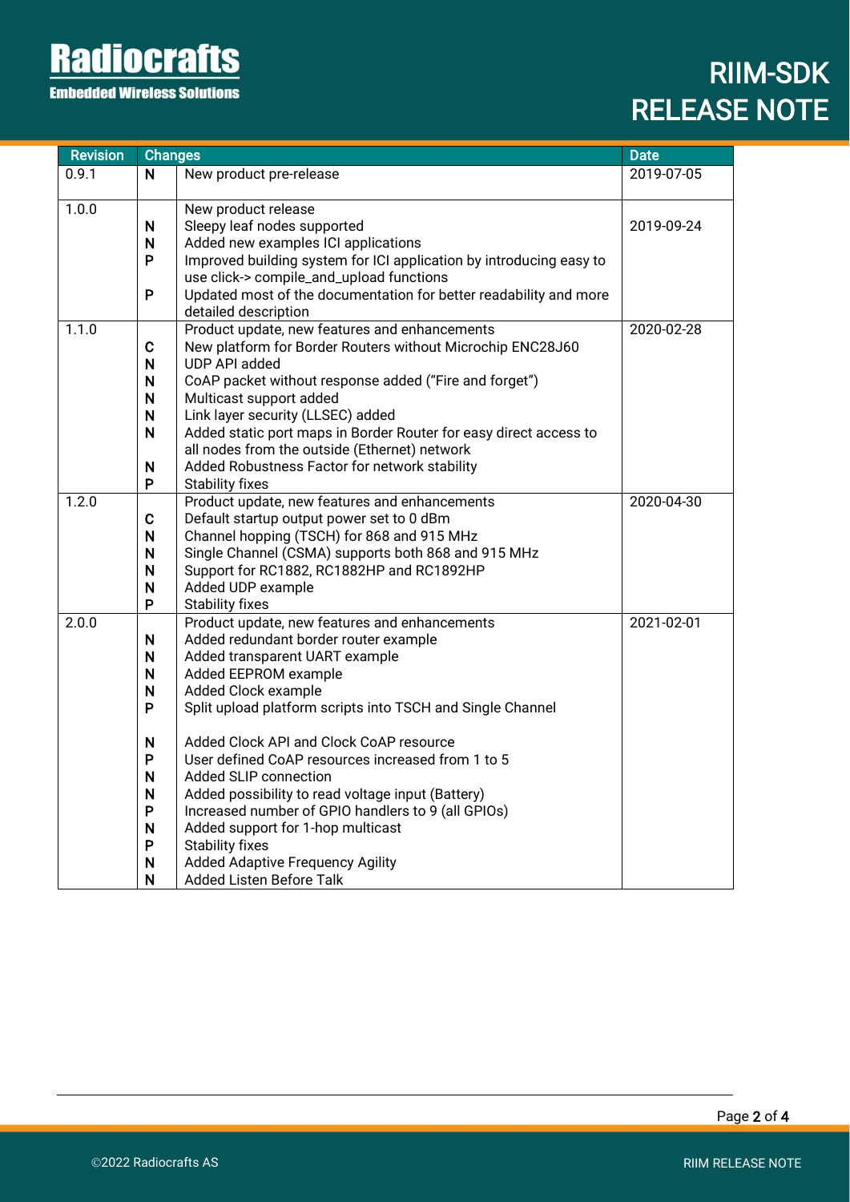| Revision | Changes | | Date |
|---|---|---|---|
| 0.9.1 | N | New product pre-release | 2019-07-05 |
| 1.0.0 | | New product release | |
| | N | Sleepy leaf nodes supported | 2019-09-24 |
| | N | Added new examples ICI applications | |
| | P | Improved building system for ICI application by introducing easy to use click-> compile_and_upload functions | |
| | P | Updated most of the documentation for better readability and more detailed description | |
| 1.1.0 | | Product update, new features and enhancements | 2020-02-28 |
| | C | New platform for Border Routers without Microchip ENC28J60 | |
| | N | UDP API added | |
| | N | CoAP packet without response added ("Fire and forget") | |
| | N | Multicast support added | |
| | N | Link layer security (LLSEC) added | |
| | N | Added static port maps in Border Router for easy direct access to all nodes from the outside (Ethernet) network | |
| | N | Added Robustness Factor for network stability | |
| | P | Stability fixes | |
| 1.2.0 | | Product update, new features and enhancements | 2020-04-30 |
| | C | Default startup output power set to 0 dBm | |
| | N | Channel hopping (TSCH) for 868 and 915 MHz | |
| | N | Single Channel (CSMA) supports both 868 and 915 MHz | |
| | N | Support for RC1882, RC1882HP and RC1892HP | |
| | N | Added UDP example | |
| | P | Stability fixes | |
| 2.0.0 | | Product update, new features and enhancements | 2021-02-01 |
| | N | Added redundant border router example | |
| | N | Added transparent UART example | |
| | N | Added EEPROM example | |
| | N | Added Clock example | |
| | P | Split upload platform scripts into TSCH and Single Channel | |
| | N | Added Clock API and Clock CoAP resource | |
| | P | User defined CoAP resources increased from 1 to 5 | |
| | N | Added SLIP connection | |
| | N | Added possibility to read voltage input (Battery) | |
| | P | Increased number of GPIO handlers to 9 (all GPIOs) | |
| | N | Added support for 1-hop multicast | |
| | P | Stability fixes | |
| | N | Added Adaptive Frequency Agility | |
| | N | Added Listen Before Talk | |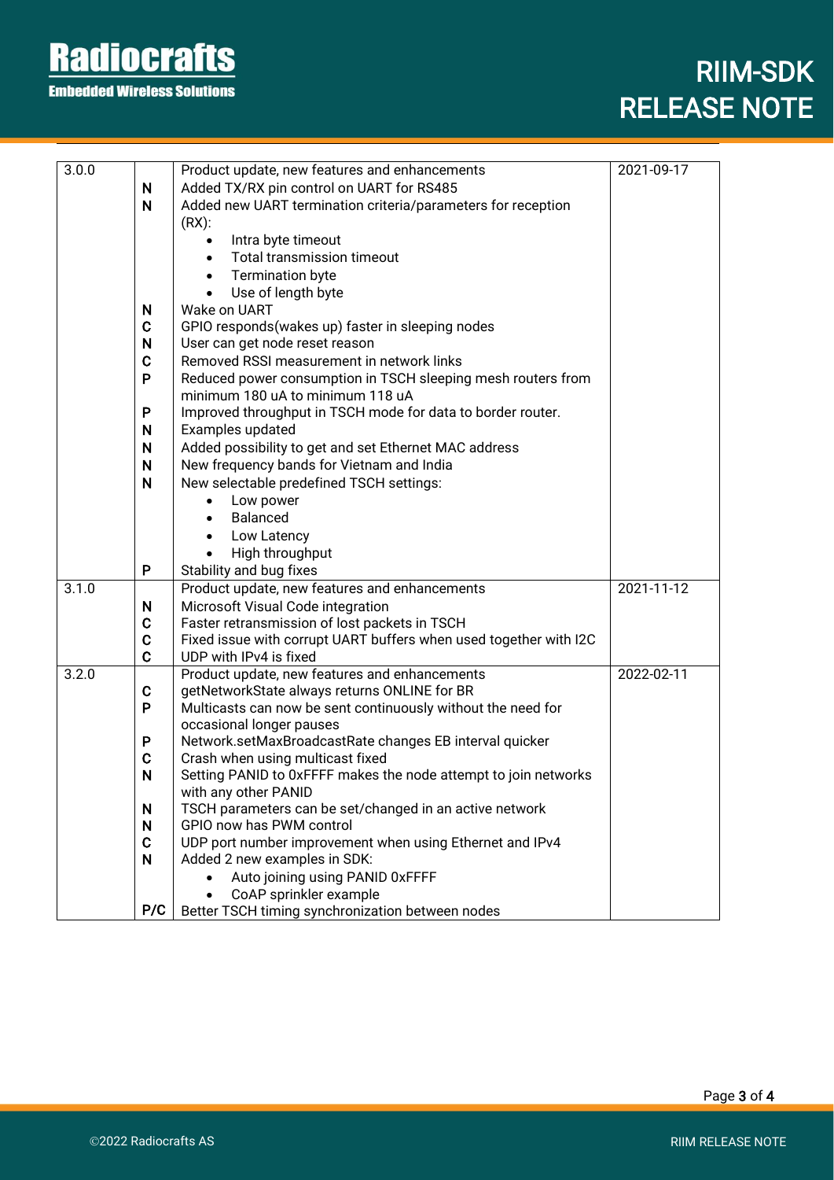| | | | |
|---|---|---|---|
| 3.0.0 | | Product update, new features and enhancements | 2021-09-17 |
| | N | Added TX/RX pin control on UART for RS485 | |
| | N | Added new UART termination criteria/parameters for reception (RX):<br>• Intra byte timeout<br>• Total transmission timeout<br>• Termination byte<br>• Use of length byte | |
| | N | Wake on UART | |
| | C | GPIO responds(wakes up) faster in sleeping nodes | |
| | N | User can get node reset reason | |
| | C | Removed RSSI measurement in network links | |
| | P | Reduced power consumption in TSCH sleeping mesh routers from minimum 180 uA to minimum 118 uA | |
| | P | Improved throughput in TSCH mode for data to border router. | |
| | N | Examples updated | |
| | N | Added possibility to get and set Ethernet MAC address | |
| | N | New frequency bands for Vietnam and India | |
| | N | New selectable predefined TSCH settings:<br>• Low power<br>• Balanced<br>• Low Latency<br>• High throughput | |
| | P | Stability and bug fixes | |
| 3.1.0 | | Product update, new features and enhancements | 2021-11-12 |
| | N | Microsoft Visual Code integration | |
| | C | Faster retransmission of lost packets in TSCH | |
| | C | Fixed issue with corrupt UART buffers when used together with I2C | |
| | C | UDP with IPv4 is fixed | |
| 3.2.0 | | Product update, new features and enhancements | 2022-02-11 |
| | C | getNetworkState always returns ONLINE for BR | |
| | P | Multicasts can now be sent continuously without the need for occasional longer pauses | |
| | P | Network.setMaxBroadcastRate changes EB interval quicker | |
| | C | Crash when using multicast fixed | |
| | N | Setting PANID to 0xFFFF makes the node attempt to join networks with any other PANID | |
| | N | TSCH parameters can be set/changed in an active network | |
| | N | GPIO now has PWM control | |
| | C | UDP port number improvement when using Ethernet and IPv4 | |
| | N | Added 2 new examples in SDK:<br>• Auto joining using PANID 0xFFFF<br>• CoAP sprinkler example | |
| | P/C | Better TSCH timing synchronization between nodes | |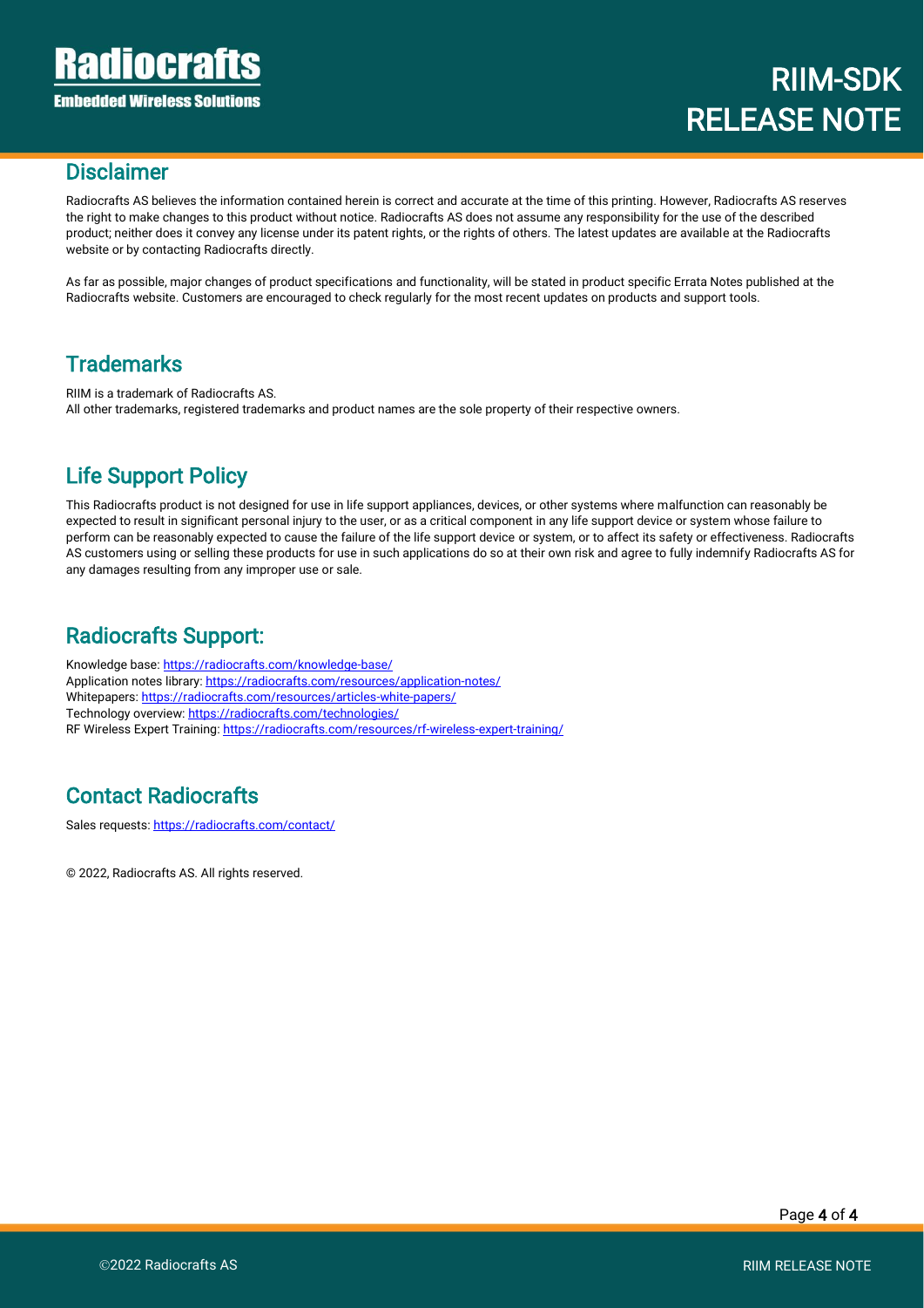## Disclaimer

Radiocrafts AS believes the information contained herein is correct and accurate at the time of this printing. However, Radiocrafts AS reserves the right to make changes to this product without notice. Radiocrafts AS does not assume any responsibility for the use of the described product; neither does it convey any license under its patent rights, or the rights of others. The latest updates are available at the Radiocrafts website or by contacting Radiocrafts directly.

As far as possible, major changes of product specifications and functionality, will be stated in product specific Errata Notes published at the Radiocrafts website. Customers are encouraged to check regularly for the most recent updates on products and support tools.

## Trademarks

RIIM is a trademark of Radiocrafts AS.
All other trademarks, registered trademarks and product names are the sole property of their respective owners.

## Life Support Policy

This Radiocrafts product is not designed for use in life support appliances, devices, or other systems where malfunction can reasonably be expected to result in significant personal injury to the user, or as a critical component in any life support device or system whose failure to perform can be reasonably expected to cause the failure of the life support device or system, or to affect its safety or effectiveness. Radiocrafts AS customers using or selling these products for use in such applications do so at their own risk and agree to fully indemnify Radiocrafts AS for any damages resulting from any improper use or sale.

## Radiocrafts Support:

Knowledge base: https://radiocrafts.com/knowledge-base/
Application notes library: https://radiocrafts.com/resources/application-notes/
Whitepapers: https://radiocrafts.com/resources/articles-white-papers/
Technology overview: https://radiocrafts.com/technologies/
RF Wireless Expert Training: https://radiocrafts.com/resources/rf-wireless-expert-training/

## Contact Radiocrafts

Sales requests: https://radiocrafts.com/contact/

© 2022, Radiocrafts AS. All rights reserved.